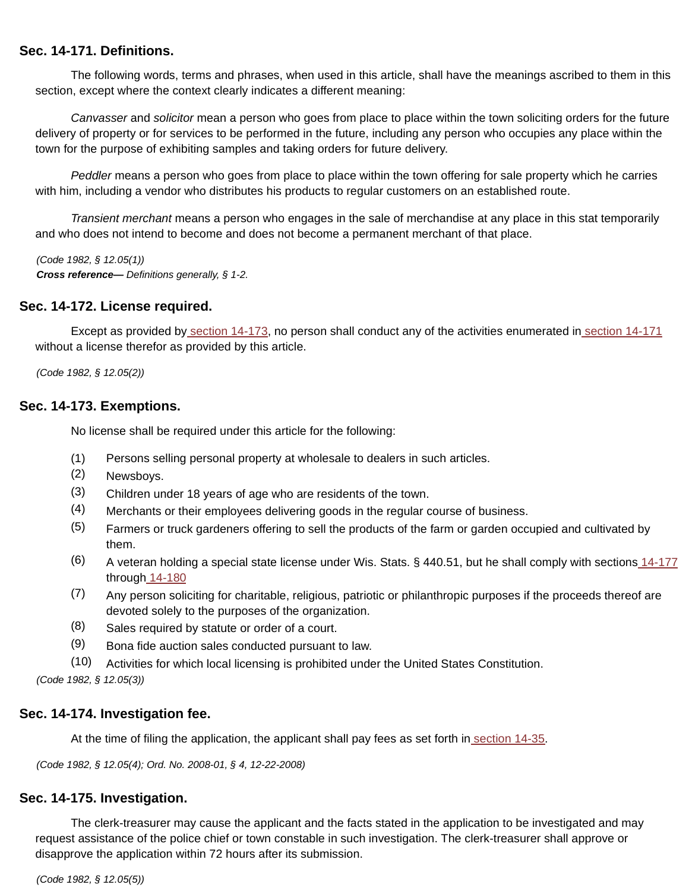## Sec. 14-171. Definitions.

The following words, terms and phrases, when used in this article, shall have the meanings ascribed to them in this section, except where the context clearly indicates a different meaning:

*Canvasser* and *solicitor* mean a person who goes from place to place within the town soliciting orders for the future delivery of property or for services to be performed in the future, including any person who occupies any place within the town for the purpose of exhibiting samples and taking orders for future delivery.

*Peddler* means a person who goes from place to place within the town offering for sale property which he carries with him, including a vendor who distributes his products to regular customers on an established route.

*Transient merchant* means a person who engages in the sale of merchandise at any place in this stat temporarily and who does not intend to become and does not become a permanent merchant of that place.

*(Code 1982, § 12.05(1))*
***Cross reference—*** *Definitions generally, § 1-2.*

## Sec. 14-172. License required.

Except as provided by section 14-173, no person shall conduct any of the activities enumerated in section 14-171 without a license therefor as provided by this article.

*(Code 1982, § 12.05(2))*

## Sec. 14-173. Exemptions.

No license shall be required under this article for the following:

(1) Persons selling personal property at wholesale to dealers in such articles.
(2) Newsboys.
(3) Children under 18 years of age who are residents of the town.
(4) Merchants or their employees delivering goods in the regular course of business.
(5) Farmers or truck gardeners offering to sell the products of the farm or garden occupied and cultivated by them.
(6) A veteran holding a special state license under Wis. Stats. § 440.51, but he shall comply with sections 14-177 through 14-180
(7) Any person soliciting for charitable, religious, patriotic or philanthropic purposes if the proceeds thereof are devoted solely to the purposes of the organization.
(8) Sales required by statute or order of a court.
(9) Bona fide auction sales conducted pursuant to law.
(10) Activities for which local licensing is prohibited under the United States Constitution.

*(Code 1982, § 12.05(3))*

## Sec. 14-174. Investigation fee.

At the time of filing the application, the applicant shall pay fees as set forth in section 14-35.

*(Code 1982, § 12.05(4); Ord. No. 2008-01, § 4, 12-22-2008)*

## Sec. 14-175. Investigation.

The clerk-treasurer may cause the applicant and the facts stated in the application to be investigated and may request assistance of the police chief or town constable in such investigation. The clerk-treasurer shall approve or disapprove the application within 72 hours after its submission.

*(Code 1982, § 12.05(5))*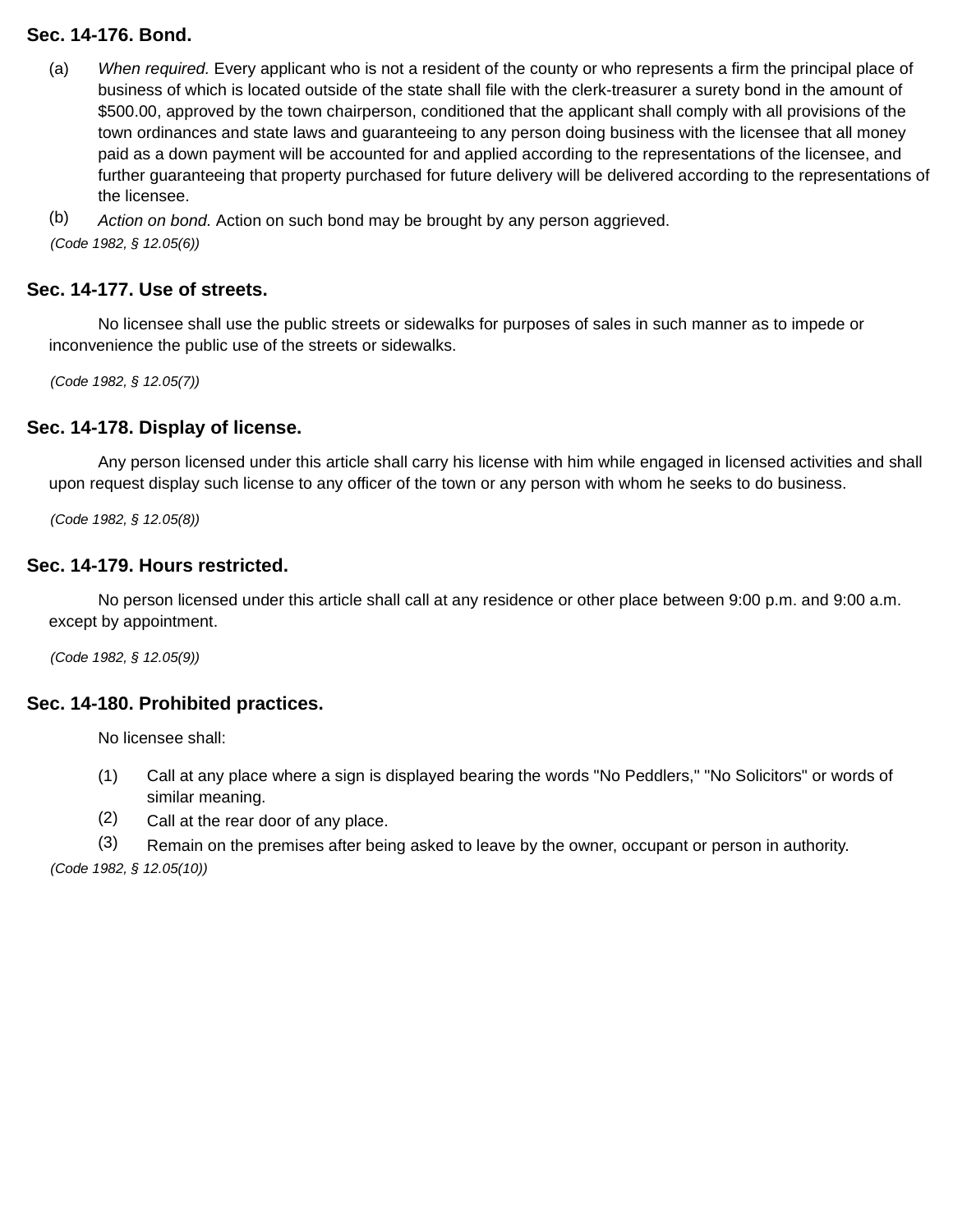### Sec. 14-176. Bond.

(a) *When required.* Every applicant who is not a resident of the county or who represents a firm the principal place of business of which is located outside of the state shall file with the clerk-treasurer a surety bond in the amount of $500.00, approved by the town chairperson, conditioned that the applicant shall comply with all provisions of the town ordinances and state laws and guaranteeing to any person doing business with the licensee that all money paid as a down payment will be accounted for and applied according to the representations of the licensee, and further guaranteeing that property purchased for future delivery will be delivered according to the representations of the licensee.

(b) *Action on bond.* Action on such bond may be brought by any person aggrieved.

*(Code 1982, § 12.05(6))*

### Sec. 14-177. Use of streets.

No licensee shall use the public streets or sidewalks for purposes of sales in such manner as to impede or inconvenience the public use of the streets or sidewalks.

*(Code 1982, § 12.05(7))*

### Sec. 14-178. Display of license.

Any person licensed under this article shall carry his license with him while engaged in licensed activities and shall upon request display such license to any officer of the town or any person with whom he seeks to do business.

*(Code 1982, § 12.05(8))*

### Sec. 14-179. Hours restricted.

No person licensed under this article shall call at any residence or other place between 9:00 p.m. and 9:00 a.m. except by appointment.

*(Code 1982, § 12.05(9))*

### Sec. 14-180. Prohibited practices.

No licensee shall:

(1) Call at any place where a sign is displayed bearing the words "No Peddlers," "No Solicitors" or words of similar meaning.

(2) Call at the rear door of any place.

(3) Remain on the premises after being asked to leave by the owner, occupant or person in authority.

*(Code 1982, § 12.05(10))*